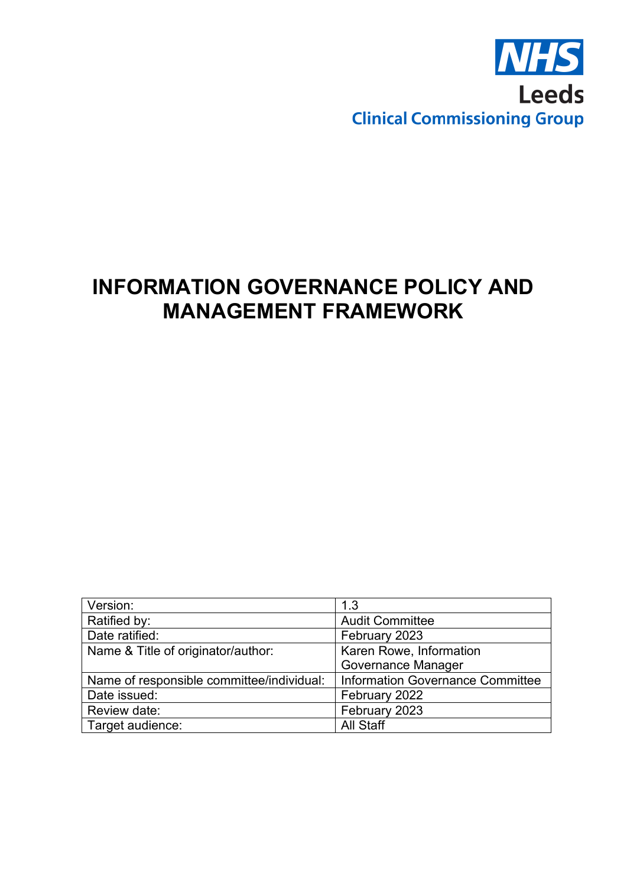NHS

Leeds

Clinical Commissioning Group

# INFORMATION GOVERNANCE POLICY AND MANAGEMENT FRAMEWORK

| Version: | 1.3 |
|---|---|
| Ratified by: | Audit Committee |
| Date ratified: | February 2023 |
| Name & Title of originator/author: | Karen Rowe, Information Governance Manager |
| Name of responsible committee/individual: | Information Governance Committee |
| Date issued: | February 2022 |
| Review date: | February 2023 |
| Target audience: | All Staff |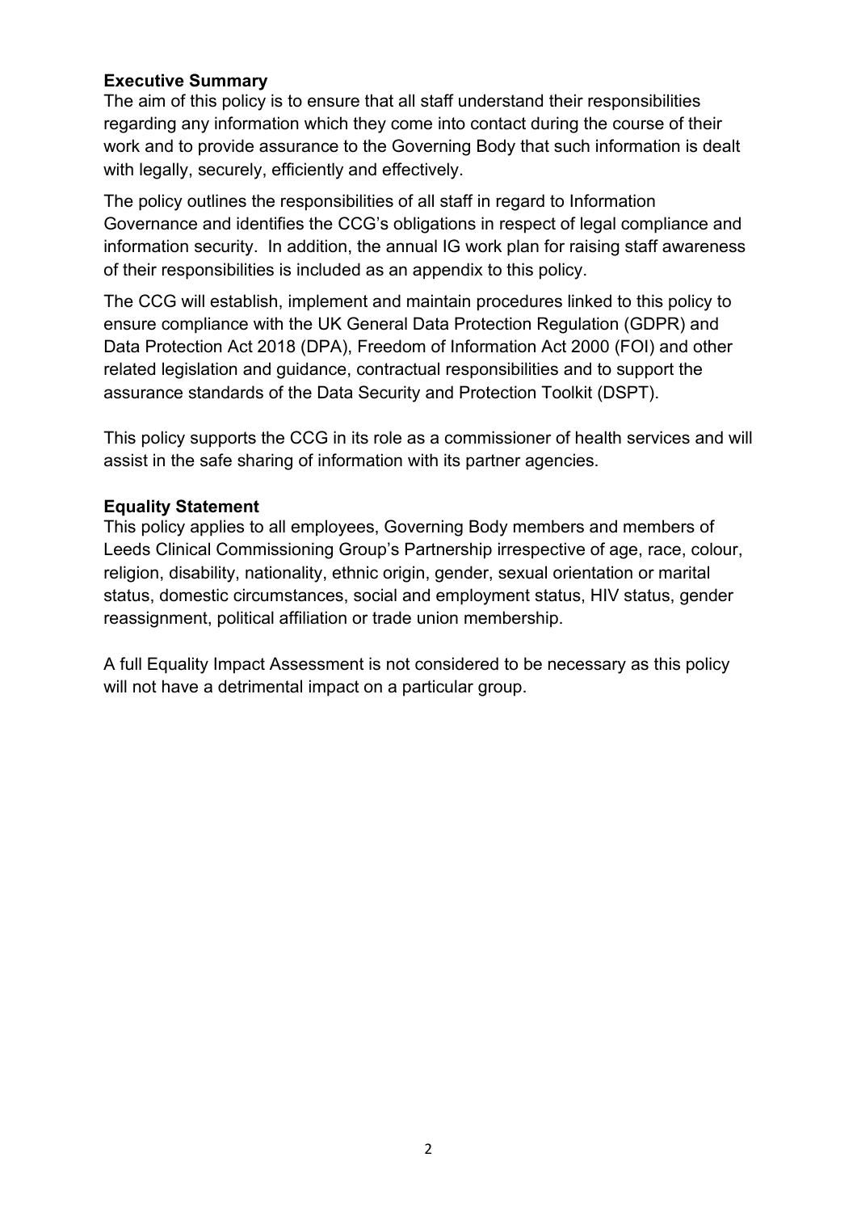**Executive Summary**

The aim of this policy is to ensure that all staff understand their responsibilities regarding any information which they come into contact during the course of their work and to provide assurance to the Governing Body that such information is dealt with legally, securely, efficiently and effectively.

The policy outlines the responsibilities of all staff in regard to Information Governance and identifies the CCG's obligations in respect of legal compliance and information security. In addition, the annual IG work plan for raising staff awareness of their responsibilities is included as an appendix to this policy.

The CCG will establish, implement and maintain procedures linked to this policy to ensure compliance with the UK General Data Protection Regulation (GDPR) and Data Protection Act 2018 (DPA), Freedom of Information Act 2000 (FOI) and other related legislation and guidance, contractual responsibilities and to support the assurance standards of the Data Security and Protection Toolkit (DSPT).

This policy supports the CCG in its role as a commissioner of health services and will assist in the safe sharing of information with its partner agencies.

**Equality Statement**

This policy applies to all employees, Governing Body members and members of Leeds Clinical Commissioning Group's Partnership irrespective of age, race, colour, religion, disability, nationality, ethnic origin, gender, sexual orientation or marital status, domestic circumstances, social and employment status, HIV status, gender reassignment, political affiliation or trade union membership.

A full Equality Impact Assessment is not considered to be necessary as this policy will not have a detrimental impact on a particular group.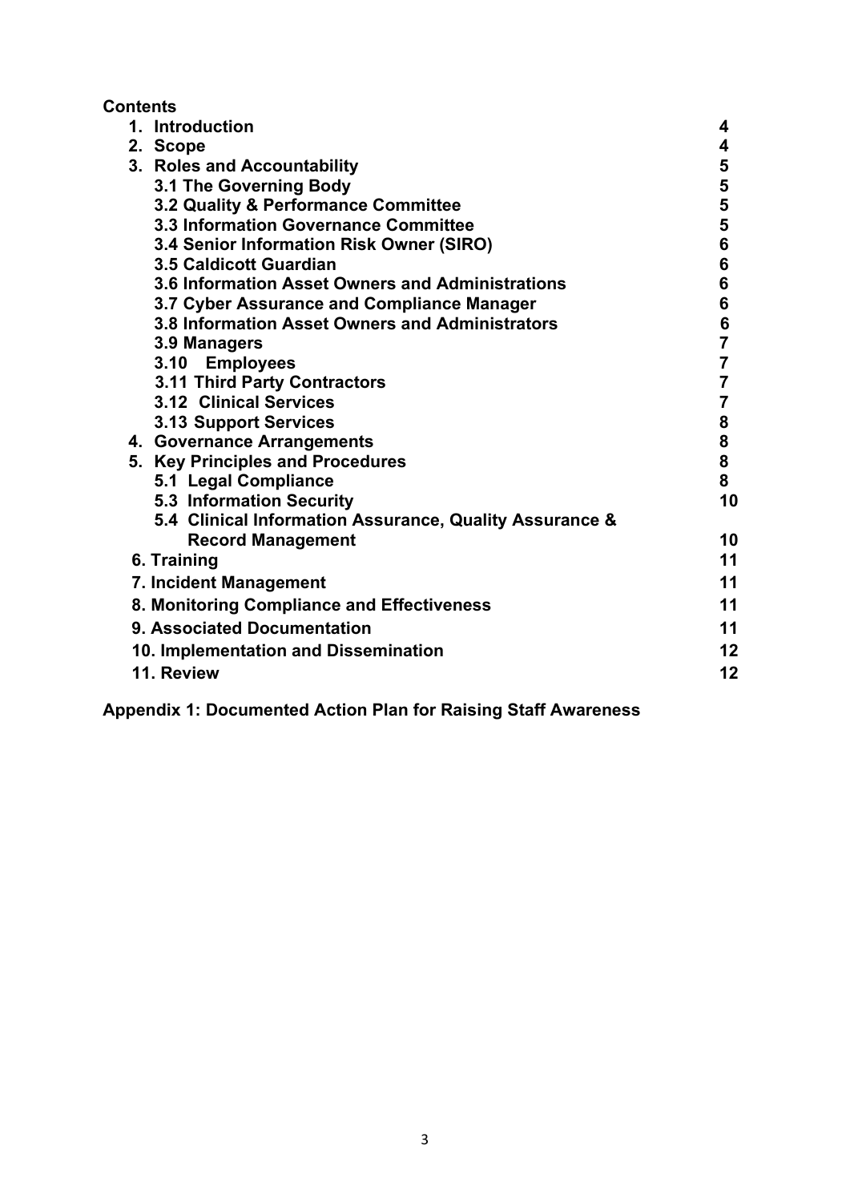**Contents**

| | |
|---|---|
| **1. Introduction** | **4** |
| **2. Scope** | **4** |
| **3. Roles and Accountability** | **5** |
| **3.1 The Governing Body** | **5** |
| **3.2 Quality & Performance Committee** | **5** |
| **3.3 Information Governance Committee** | **5** |
| **3.4 Senior Information Risk Owner (SIRO)** | **6** |
| **3.5 Caldicott Guardian** | **6** |
| **3.6 Information Asset Owners and Administrations** | **6** |
| **3.7 Cyber Assurance and Compliance Manager** | **6** |
| **3.8 Information Asset Owners and Administrators** | **6** |
| **3.9 Managers** | **7** |
| **3.10 Employees** | **7** |
| **3.11 Third Party Contractors** | **7** |
| **3.12 Clinical Services** | **7** |
| **3.13 Support Services** | **8** |
| **4. Governance Arrangements** | **8** |
| **5. Key Principles and Procedures** | **8** |
| **5.1 Legal Compliance** | **8** |
| **5.3 Information Security** | **10** |
| **5.4 Clinical Information Assurance, Quality Assurance & Record Management** | **10** |
| **6. Training** | **11** |
| **7. Incident Management** | **11** |
| **8. Monitoring Compliance and Effectiveness** | **11** |
| **9. Associated Documentation** | **11** |
| **10. Implementation and Dissemination** | **12** |
| **11. Review** | **12** |

**Appendix 1: Documented Action Plan for Raising Staff Awareness**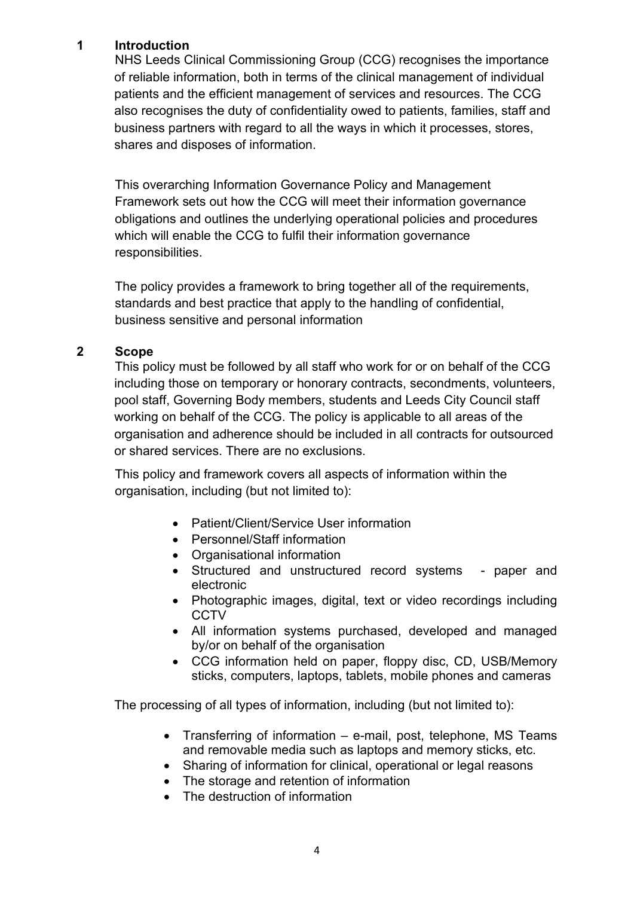## 1 Introduction

NHS Leeds Clinical Commissioning Group (CCG) recognises the importance of reliable information, both in terms of the clinical management of individual patients and the efficient management of services and resources. The CCG also recognises the duty of confidentiality owed to patients, families, staff and business partners with regard to all the ways in which it processes, stores, shares and disposes of information.

This overarching Information Governance Policy and Management Framework sets out how the CCG will meet their information governance obligations and outlines the underlying operational policies and procedures which will enable the CCG to fulfil their information governance responsibilities.

The policy provides a framework to bring together all of the requirements, standards and best practice that apply to the handling of confidential, business sensitive and personal information

## 2 Scope

This policy must be followed by all staff who work for or on behalf of the CCG including those on temporary or honorary contracts, secondments, volunteers, pool staff, Governing Body members, students and Leeds City Council staff working on behalf of the CCG. The policy is applicable to all areas of the organisation and adherence should be included in all contracts for outsourced or shared services. There are no exclusions.

This policy and framework covers all aspects of information within the organisation, including (but not limited to):

- Patient/Client/Service User information
- Personnel/Staff information
- Organisational information
- Structured and unstructured record systems - paper and electronic
- Photographic images, digital, text or video recordings including CCTV
- All information systems purchased, developed and managed by/or on behalf of the organisation
- CCG information held on paper, floppy disc, CD, USB/Memory sticks, computers, laptops, tablets, mobile phones and cameras

The processing of all types of information, including (but not limited to):

- Transferring of information – e-mail, post, telephone, MS Teams and removable media such as laptops and memory sticks, etc.
- Sharing of information for clinical, operational or legal reasons
- The storage and retention of information
- The destruction of information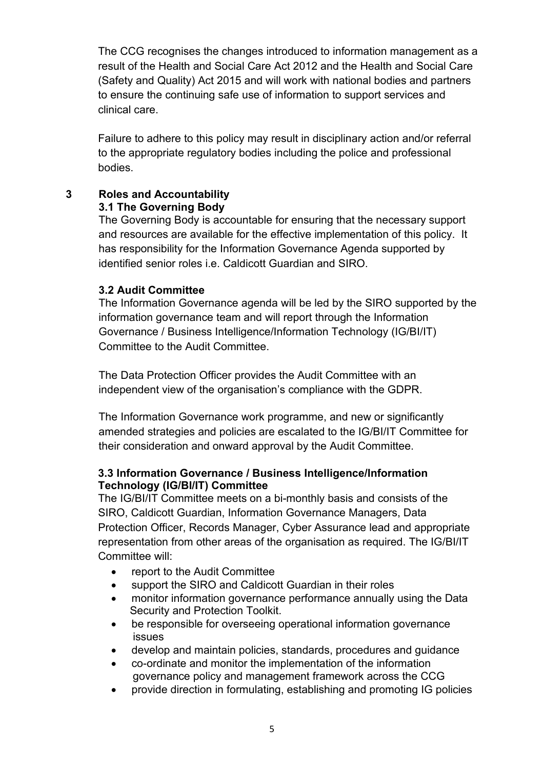The CCG recognises the changes introduced to information management as a result of the Health and Social Care Act 2012 and the Health and Social Care (Safety and Quality) Act 2015 and will work with national bodies and partners to ensure the continuing safe use of information to support services and clinical care.

Failure to adhere to this policy may result in disciplinary action and/or referral to the appropriate regulatory bodies including the police and professional bodies.

## 3 Roles and Accountability

### 3.1 The Governing Body

The Governing Body is accountable for ensuring that the necessary support and resources are available for the effective implementation of this policy. It has responsibility for the Information Governance Agenda supported by identified senior roles i.e. Caldicott Guardian and SIRO.

### 3.2 Audit Committee

The Information Governance agenda will be led by the SIRO supported by the information governance team and will report through the Information Governance / Business Intelligence/Information Technology (IG/BI/IT) Committee to the Audit Committee.

The Data Protection Officer provides the Audit Committee with an independent view of the organisation's compliance with the GDPR.

The Information Governance work programme, and new or significantly amended strategies and policies are escalated to the IG/BI/IT Committee for their consideration and onward approval by the Audit Committee.

### 3.3 Information Governance / Business Intelligence/Information Technology (IG/BI/IT) Committee

The IG/BI/IT Committee meets on a bi-monthly basis and consists of the SIRO, Caldicott Guardian, Information Governance Managers, Data Protection Officer, Records Manager, Cyber Assurance lead and appropriate representation from other areas of the organisation as required. The IG/BI/IT Committee will:

- report to the Audit Committee
- support the SIRO and Caldicott Guardian in their roles
- monitor information governance performance annually using the Data Security and Protection Toolkit.
- be responsible for overseeing operational information governance issues
- develop and maintain policies, standards, procedures and guidance
- co-ordinate and monitor the implementation of the information governance policy and management framework across the CCG
- provide direction in formulating, establishing and promoting IG policies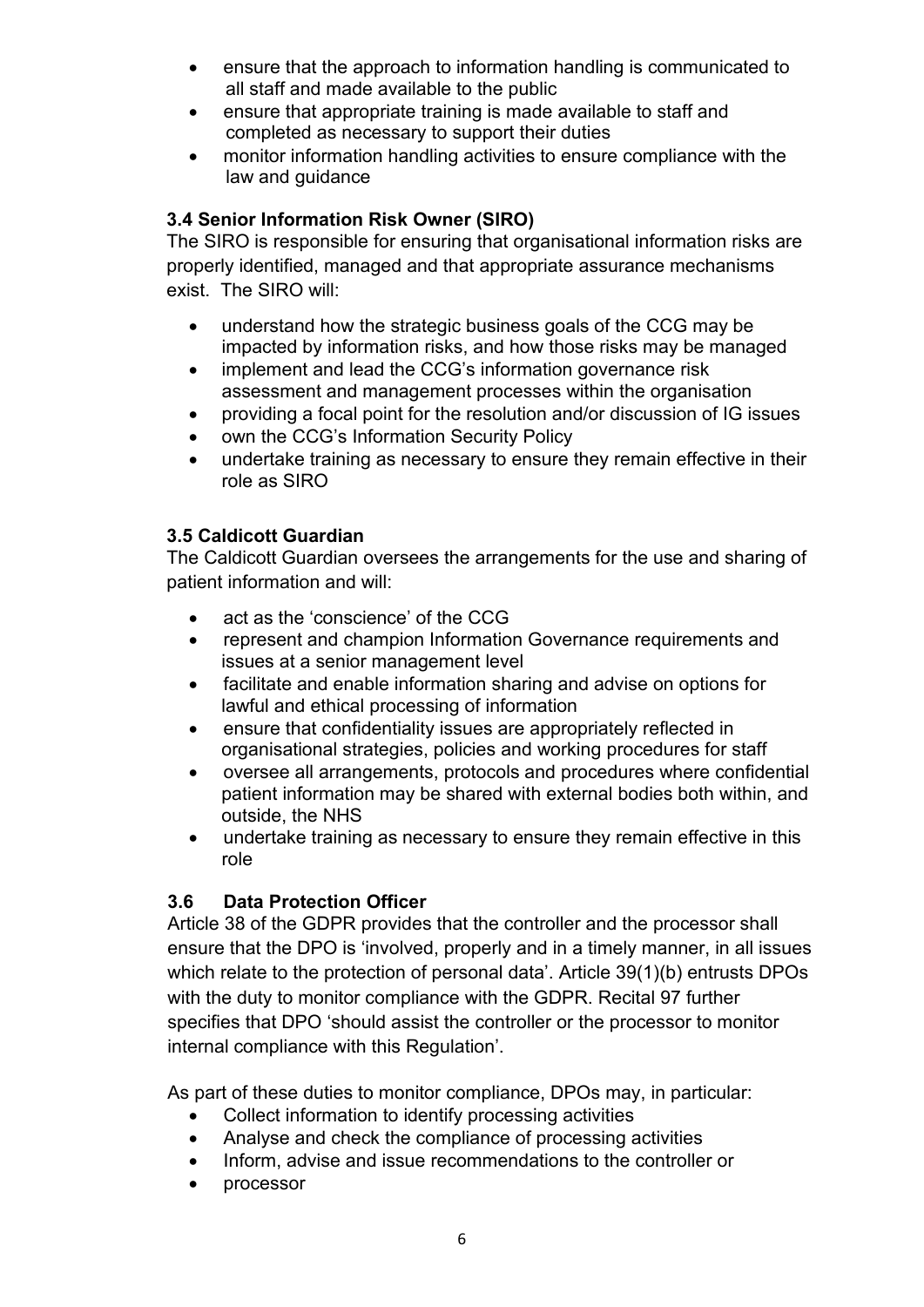- ensure that the approach to information handling is communicated to all staff and made available to the public
- ensure that appropriate training is made available to staff and completed as necessary to support their duties
- monitor information handling activities to ensure compliance with the law and guidance

### 3.4 Senior Information Risk Owner (SIRO)

The SIRO is responsible for ensuring that organisational information risks are properly identified, managed and that appropriate assurance mechanisms exist. The SIRO will:

- understand how the strategic business goals of the CCG may be impacted by information risks, and how those risks may be managed
- implement and lead the CCG's information governance risk assessment and management processes within the organisation
- providing a focal point for the resolution and/or discussion of IG issues
- own the CCG's Information Security Policy
- undertake training as necessary to ensure they remain effective in their role as SIRO

### 3.5 Caldicott Guardian

The Caldicott Guardian oversees the arrangements for the use and sharing of patient information and will:

- act as the 'conscience' of the CCG
- represent and champion Information Governance requirements and issues at a senior management level
- facilitate and enable information sharing and advise on options for lawful and ethical processing of information
- ensure that confidentiality issues are appropriately reflected in organisational strategies, policies and working procedures for staff
- oversee all arrangements, protocols and procedures where confidential patient information may be shared with external bodies both within, and outside, the NHS
- undertake training as necessary to ensure they remain effective in this role

### 3.6 Data Protection Officer

Article 38 of the GDPR provides that the controller and the processor shall ensure that the DPO is 'involved, properly and in a timely manner, in all issues which relate to the protection of personal data'. Article 39(1)(b) entrusts DPOs with the duty to monitor compliance with the GDPR. Recital 97 further specifies that DPO 'should assist the controller or the processor to monitor internal compliance with this Regulation'.

As part of these duties to monitor compliance, DPOs may, in particular:

- Collect information to identify processing activities
- Analyse and check the compliance of processing activities
- Inform, advise and issue recommendations to the controller or
- processor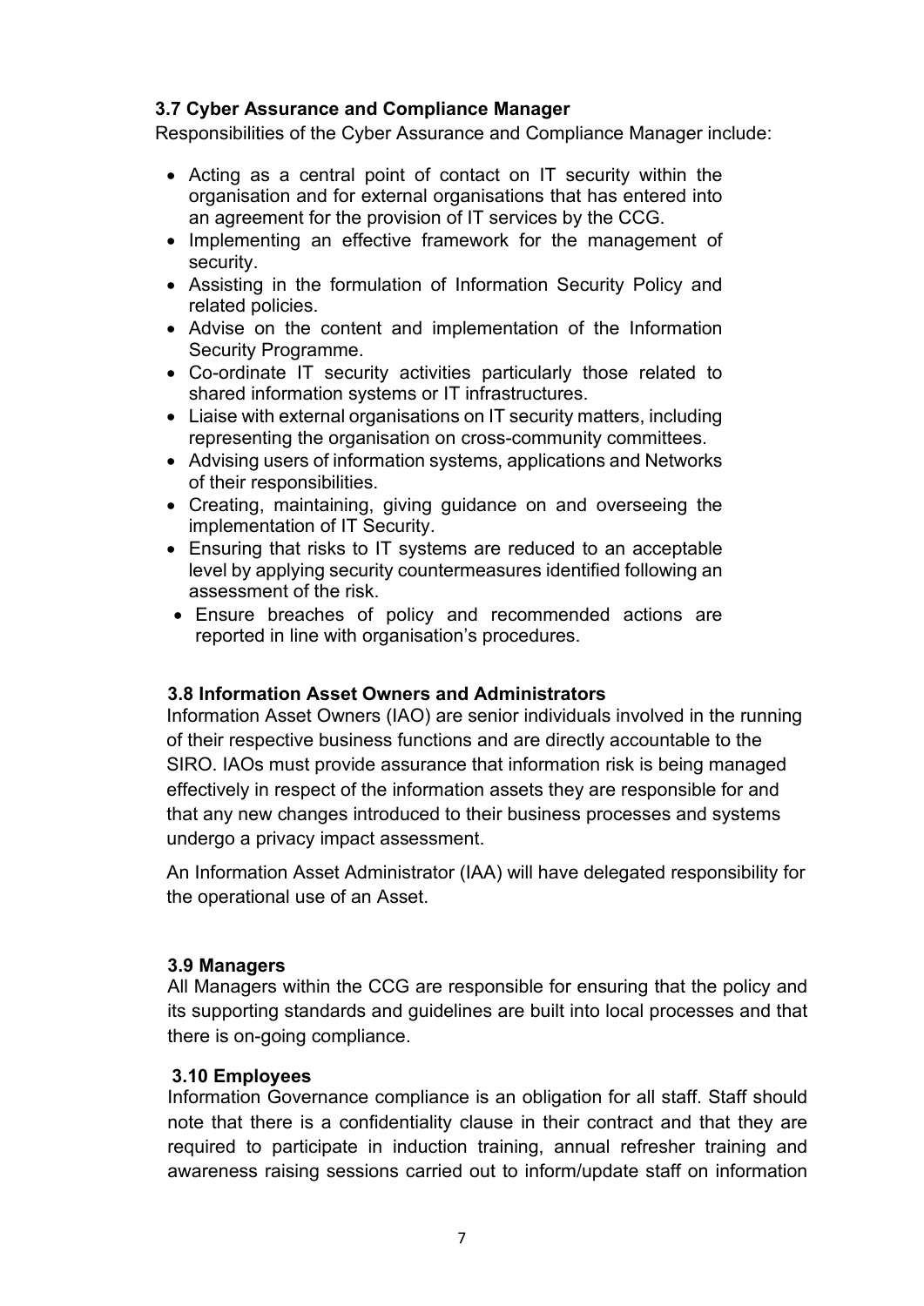### 3.7 Cyber Assurance and Compliance Manager

Responsibilities of the Cyber Assurance and Compliance Manager include:

- Acting as a central point of contact on IT security within the organisation and for external organisations that has entered into an agreement for the provision of IT services by the CCG.
- Implementing an effective framework for the management of security.
- Assisting in the formulation of Information Security Policy and related policies.
- Advise on the content and implementation of the Information Security Programme.
- Co-ordinate IT security activities particularly those related to shared information systems or IT infrastructures.
- Liaise with external organisations on IT security matters, including representing the organisation on cross-community committees.
- Advising users of information systems, applications and Networks of their responsibilities.
- Creating, maintaining, giving guidance on and overseeing the implementation of IT Security.
- Ensuring that risks to IT systems are reduced to an acceptable level by applying security countermeasures identified following an assessment of the risk.
- Ensure breaches of policy and recommended actions are reported in line with organisation's procedures.

### 3.8 Information Asset Owners and Administrators

Information Asset Owners (IAO) are senior individuals involved in the running of their respective business functions and are directly accountable to the SIRO. IAOs must provide assurance that information risk is being managed effectively in respect of the information assets they are responsible for and that any new changes introduced to their business processes and systems undergo a privacy impact assessment.

An Information Asset Administrator (IAA) will have delegated responsibility for the operational use of an Asset.

### 3.9 Managers

All Managers within the CCG are responsible for ensuring that the policy and its supporting standards and guidelines are built into local processes and that there is on-going compliance.

### 3.10 Employees

Information Governance compliance is an obligation for all staff. Staff should note that there is a confidentiality clause in their contract and that they are required to participate in induction training, annual refresher training and awareness raising sessions carried out to inform/update staff on information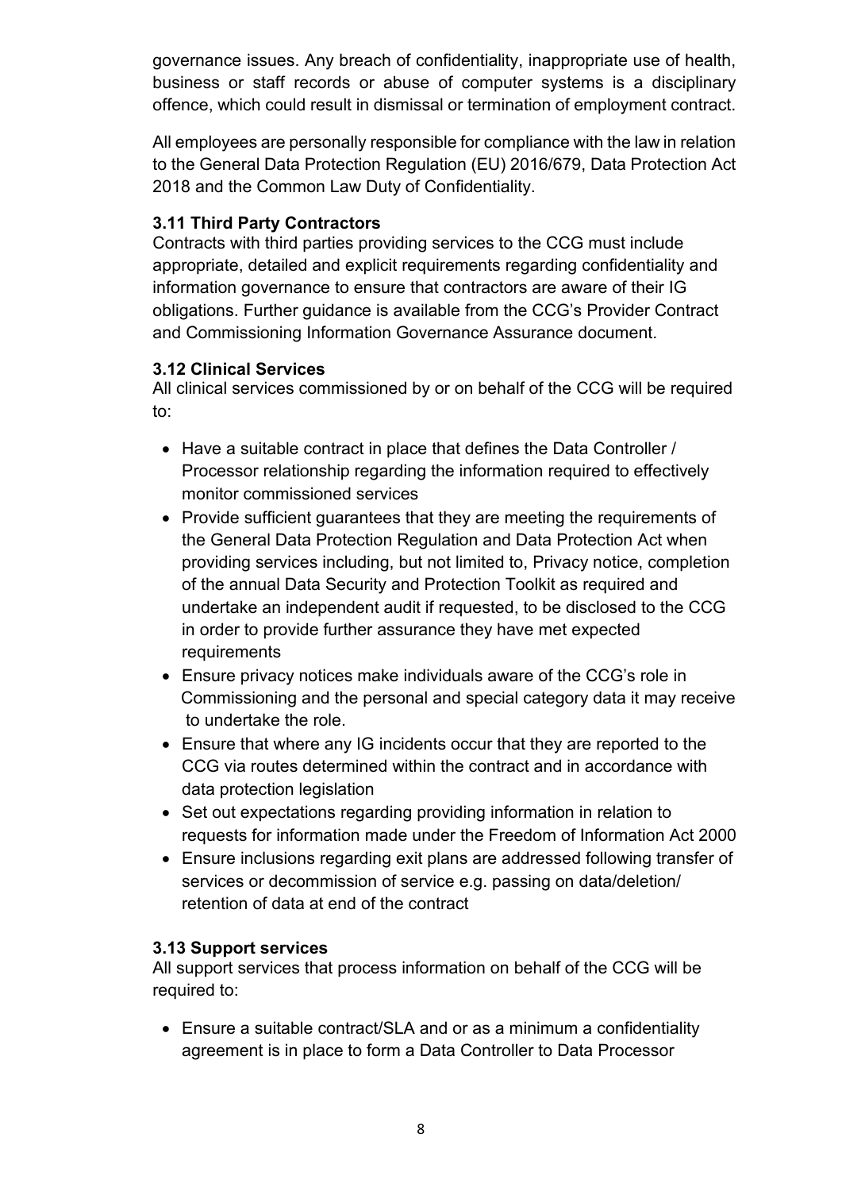governance issues. Any breach of confidentiality, inappropriate use of health, business or staff records or abuse of computer systems is a disciplinary offence, which could result in dismissal or termination of employment contract.

All employees are personally responsible for compliance with the law in relation to the General Data Protection Regulation (EU) 2016/679, Data Protection Act 2018 and the Common Law Duty of Confidentiality.

### 3.11 Third Party Contractors

Contracts with third parties providing services to the CCG must include appropriate, detailed and explicit requirements regarding confidentiality and information governance to ensure that contractors are aware of their IG obligations. Further guidance is available from the CCG's Provider Contract and Commissioning Information Governance Assurance document.

### 3.12 Clinical Services

All clinical services commissioned by or on behalf of the CCG will be required to:

- Have a suitable contract in place that defines the Data Controller / Processor relationship regarding the information required to effectively monitor commissioned services
- Provide sufficient guarantees that they are meeting the requirements of the General Data Protection Regulation and Data Protection Act when providing services including, but not limited to, Privacy notice, completion of the annual Data Security and Protection Toolkit as required and undertake an independent audit if requested, to be disclosed to the CCG in order to provide further assurance they have met expected requirements
- Ensure privacy notices make individuals aware of the CCG's role in Commissioning and the personal and special category data it may receive to undertake the role.
- Ensure that where any IG incidents occur that they are reported to the CCG via routes determined within the contract and in accordance with data protection legislation
- Set out expectations regarding providing information in relation to requests for information made under the Freedom of Information Act 2000
- Ensure inclusions regarding exit plans are addressed following transfer of services or decommission of service e.g. passing on data/deletion/ retention of data at end of the contract

### 3.13 Support services

All support services that process information on behalf of the CCG will be required to:

- Ensure a suitable contract/SLA and or as a minimum a confidentiality agreement is in place to form a Data Controller to Data Processor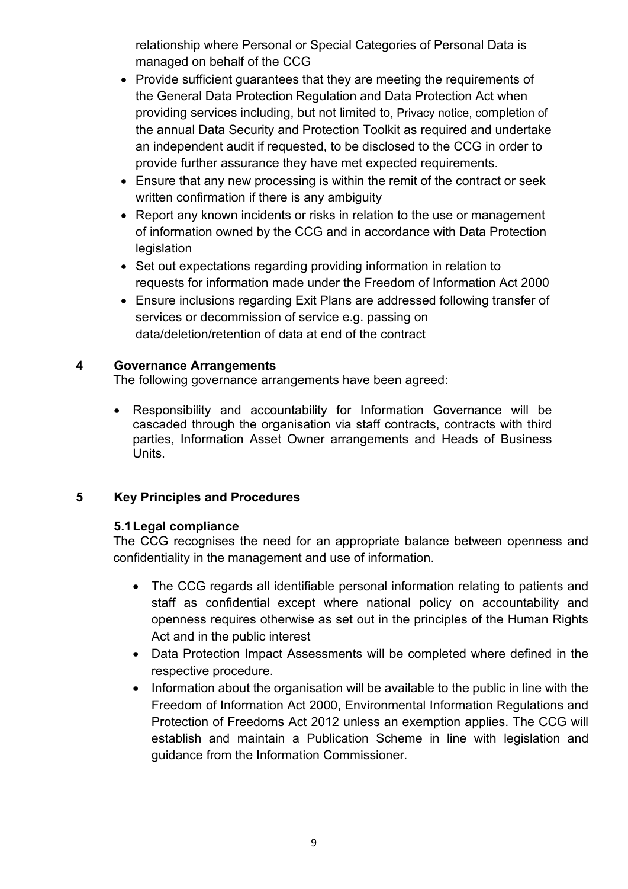relationship where Personal or Special Categories of Personal Data is managed on behalf of the CCG

- Provide sufficient guarantees that they are meeting the requirements of the General Data Protection Regulation and Data Protection Act when providing services including, but not limited to, Privacy notice, completion of the annual Data Security and Protection Toolkit as required and undertake an independent audit if requested, to be disclosed to the CCG in order to provide further assurance they have met expected requirements.
- Ensure that any new processing is within the remit of the contract or seek written confirmation if there is any ambiguity
- Report any known incidents or risks in relation to the use or management of information owned by the CCG and in accordance with Data Protection legislation
- Set out expectations regarding providing information in relation to requests for information made under the Freedom of Information Act 2000
- Ensure inclusions regarding Exit Plans are addressed following transfer of services or decommission of service e.g. passing on data/deletion/retention of data at end of the contract

## 4 Governance Arrangements

The following governance arrangements have been agreed:

- Responsibility and accountability for Information Governance will be cascaded through the organisation via staff contracts, contracts with third parties, Information Asset Owner arrangements and Heads of Business Units.

## 5 Key Principles and Procedures

### 5.1 Legal compliance

The CCG recognises the need for an appropriate balance between openness and confidentiality in the management and use of information.

- The CCG regards all identifiable personal information relating to patients and staff as confidential except where national policy on accountability and openness requires otherwise as set out in the principles of the Human Rights Act and in the public interest
- Data Protection Impact Assessments will be completed where defined in the respective procedure.
- Information about the organisation will be available to the public in line with the Freedom of Information Act 2000, Environmental Information Regulations and Protection of Freedoms Act 2012 unless an exemption applies. The CCG will establish and maintain a Publication Scheme in line with legislation and guidance from the Information Commissioner.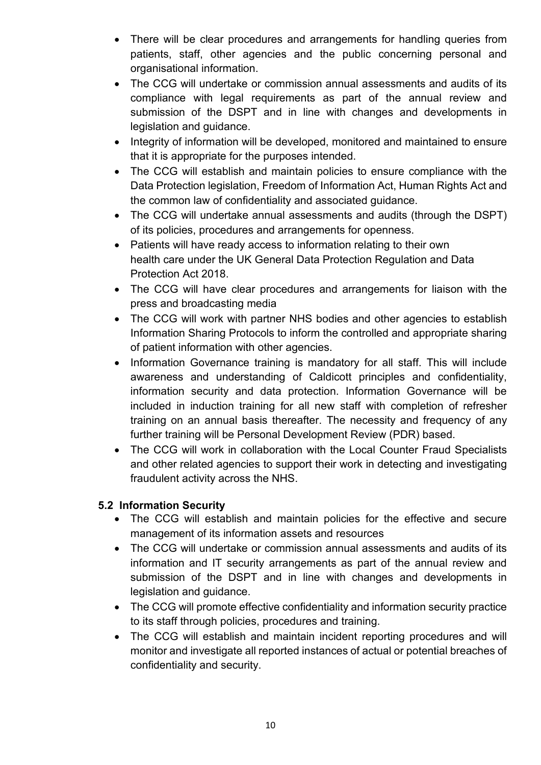- There will be clear procedures and arrangements for handling queries from patients, staff, other agencies and the public concerning personal and organisational information.
- The CCG will undertake or commission annual assessments and audits of its compliance with legal requirements as part of the annual review and submission of the DSPT and in line with changes and developments in legislation and guidance.
- Integrity of information will be developed, monitored and maintained to ensure that it is appropriate for the purposes intended.
- The CCG will establish and maintain policies to ensure compliance with the Data Protection legislation, Freedom of Information Act, Human Rights Act and the common law of confidentiality and associated guidance.
- The CCG will undertake annual assessments and audits (through the DSPT) of its policies, procedures and arrangements for openness.
- Patients will have ready access to information relating to their own health care under the UK General Data Protection Regulation and Data Protection Act 2018.
- The CCG will have clear procedures and arrangements for liaison with the press and broadcasting media
- The CCG will work with partner NHS bodies and other agencies to establish Information Sharing Protocols to inform the controlled and appropriate sharing of patient information with other agencies.
- Information Governance training is mandatory for all staff. This will include awareness and understanding of Caldicott principles and confidentiality, information security and data protection. Information Governance will be included in induction training for all new staff with completion of refresher training on an annual basis thereafter. The necessity and frequency of any further training will be Personal Development Review (PDR) based.
- The CCG will work in collaboration with the Local Counter Fraud Specialists and other related agencies to support their work in detecting and investigating fraudulent activity across the NHS.

### 5.2 Information Security

- The CCG will establish and maintain policies for the effective and secure management of its information assets and resources
- The CCG will undertake or commission annual assessments and audits of its information and IT security arrangements as part of the annual review and submission of the DSPT and in line with changes and developments in legislation and guidance.
- The CCG will promote effective confidentiality and information security practice to its staff through policies, procedures and training.
- The CCG will establish and maintain incident reporting procedures and will monitor and investigate all reported instances of actual or potential breaches of confidentiality and security.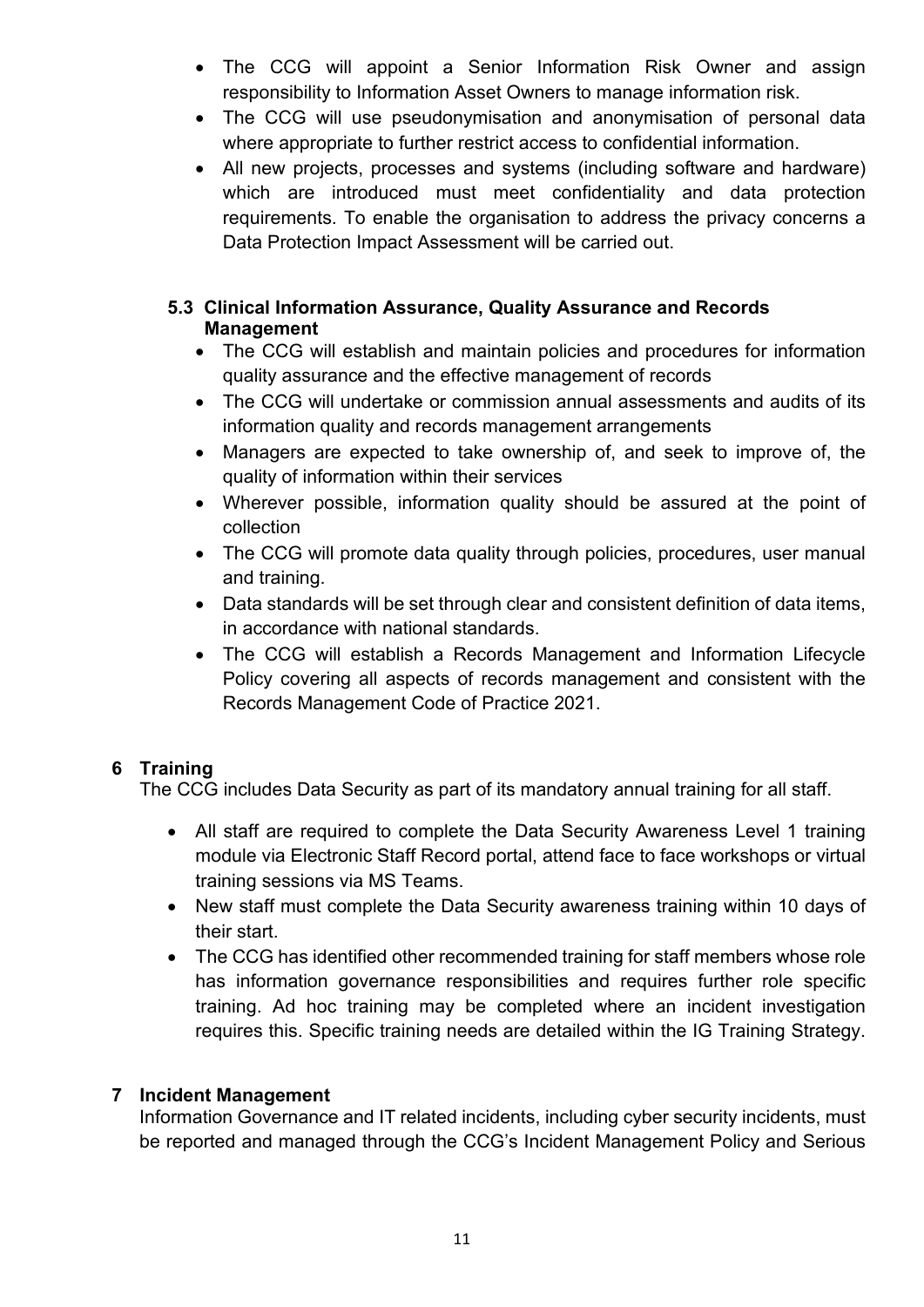- The CCG will appoint a Senior Information Risk Owner and assign responsibility to Information Asset Owners to manage information risk.
- The CCG will use pseudonymisation and anonymisation of personal data where appropriate to further restrict access to confidential information.
- All new projects, processes and systems (including software and hardware) which are introduced must meet confidentiality and data protection requirements. To enable the organisation to address the privacy concerns a Data Protection Impact Assessment will be carried out.

### 5.3 Clinical Information Assurance, Quality Assurance and Records Management

- The CCG will establish and maintain policies and procedures for information quality assurance and the effective management of records
- The CCG will undertake or commission annual assessments and audits of its information quality and records management arrangements
- Managers are expected to take ownership of, and seek to improve of, the quality of information within their services
- Wherever possible, information quality should be assured at the point of collection
- The CCG will promote data quality through policies, procedures, user manual and training.
- Data standards will be set through clear and consistent definition of data items, in accordance with national standards.
- The CCG will establish a Records Management and Information Lifecycle Policy covering all aspects of records management and consistent with the Records Management Code of Practice 2021.

## 6 Training

The CCG includes Data Security as part of its mandatory annual training for all staff.

- All staff are required to complete the Data Security Awareness Level 1 training module via Electronic Staff Record portal, attend face to face workshops or virtual training sessions via MS Teams.
- New staff must complete the Data Security awareness training within 10 days of their start.
- The CCG has identified other recommended training for staff members whose role has information governance responsibilities and requires further role specific training. Ad hoc training may be completed where an incident investigation requires this. Specific training needs are detailed within the IG Training Strategy.

## 7 Incident Management

Information Governance and IT related incidents, including cyber security incidents, must be reported and managed through the CCG's Incident Management Policy and Serious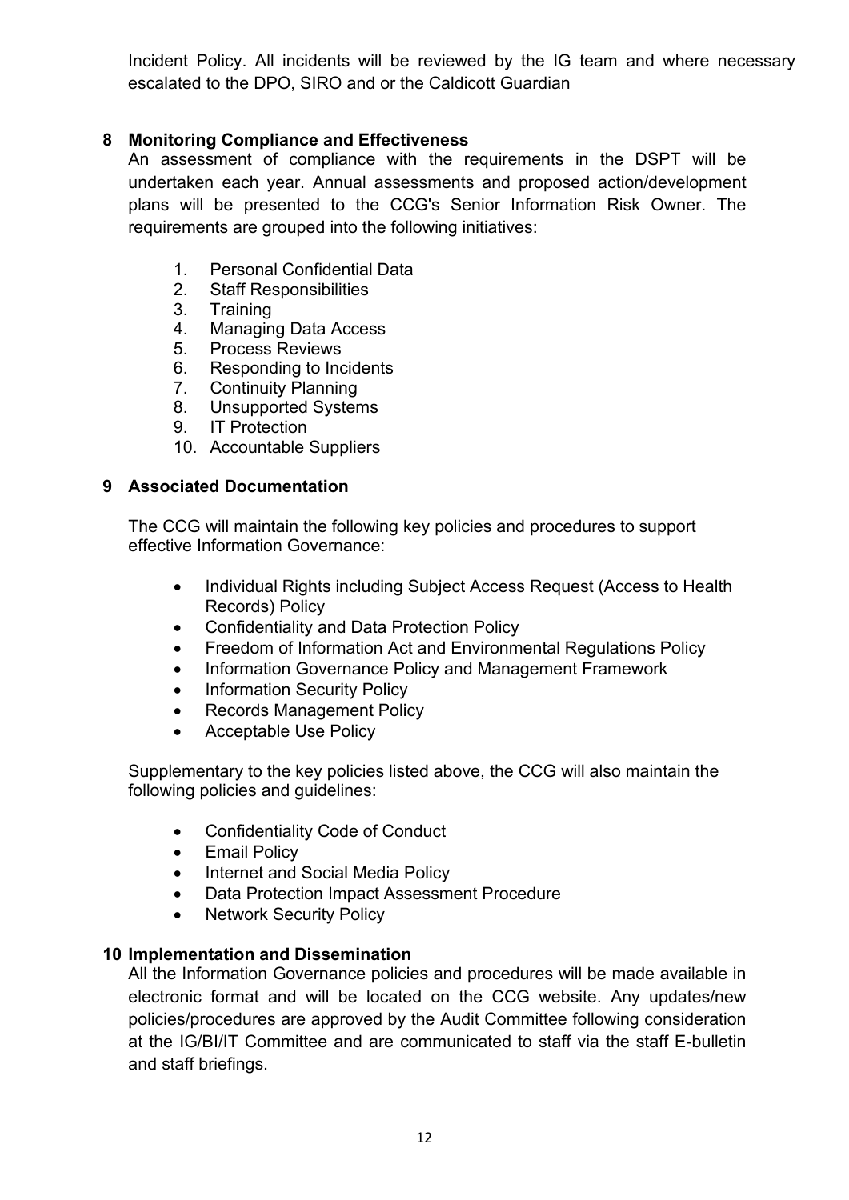Incident Policy. All incidents will be reviewed by the IG team and where necessary escalated to the DPO, SIRO and or the Caldicott Guardian

## 8 Monitoring Compliance and Effectiveness

An assessment of compliance with the requirements in the DSPT will be undertaken each year. Annual assessments and proposed action/development plans will be presented to the CCG's Senior Information Risk Owner. The requirements are grouped into the following initiatives:

1. Personal Confidential Data
2. Staff Responsibilities
3. Training
4. Managing Data Access
5. Process Reviews
6. Responding to Incidents
7. Continuity Planning
8. Unsupported Systems
9. IT Protection
10. Accountable Suppliers

## 9 Associated Documentation

The CCG will maintain the following key policies and procedures to support effective Information Governance:

- Individual Rights including Subject Access Request (Access to Health Records) Policy
- Confidentiality and Data Protection Policy
- Freedom of Information Act and Environmental Regulations Policy
- Information Governance Policy and Management Framework
- Information Security Policy
- Records Management Policy
- Acceptable Use Policy

Supplementary to the key policies listed above, the CCG will also maintain the following policies and guidelines:

- Confidentiality Code of Conduct
- Email Policy
- Internet and Social Media Policy
- Data Protection Impact Assessment Procedure
- Network Security Policy

## 10 Implementation and Dissemination

All the Information Governance policies and procedures will be made available in electronic format and will be located on the CCG website. Any updates/new policies/procedures are approved by the Audit Committee following consideration at the IG/BI/IT Committee and are communicated to staff via the staff E-bulletin and staff briefings.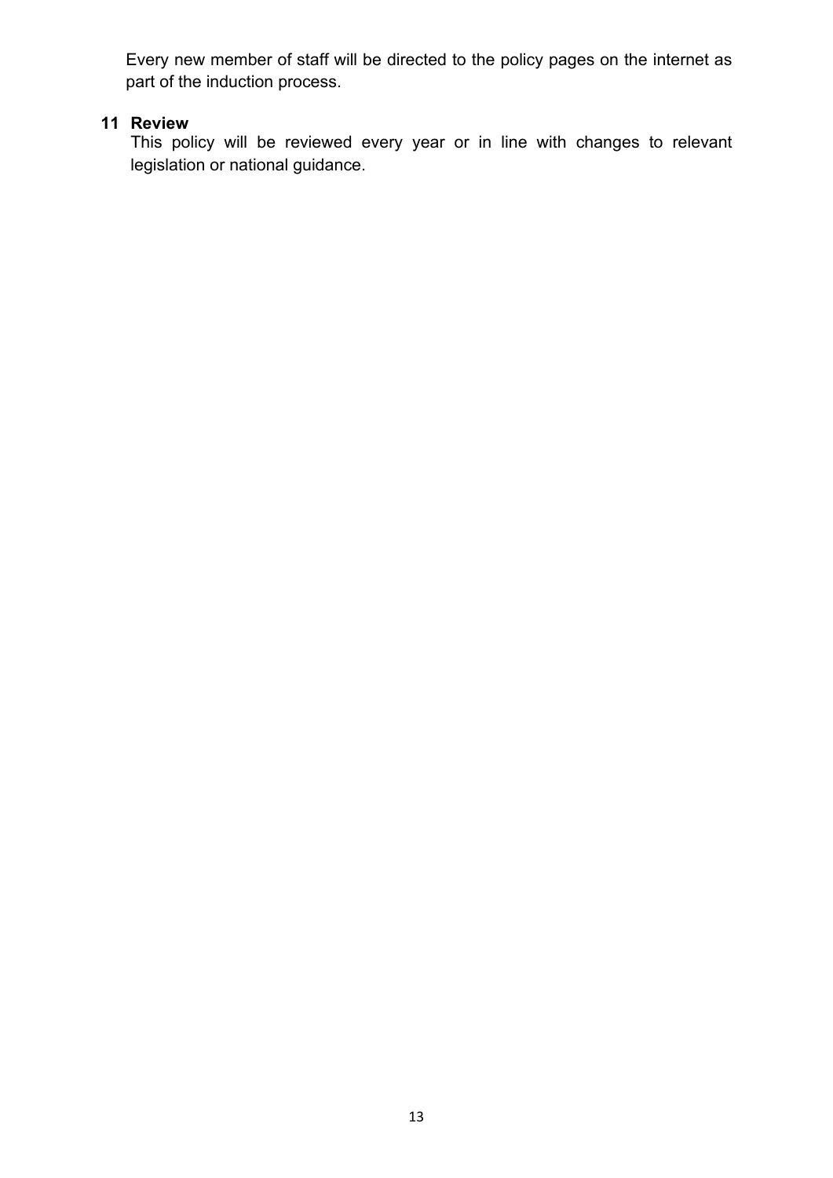Every new member of staff will be directed to the policy pages on the internet as part of the induction process.

## 11 Review

This policy will be reviewed every year or in line with changes to relevant legislation or national guidance.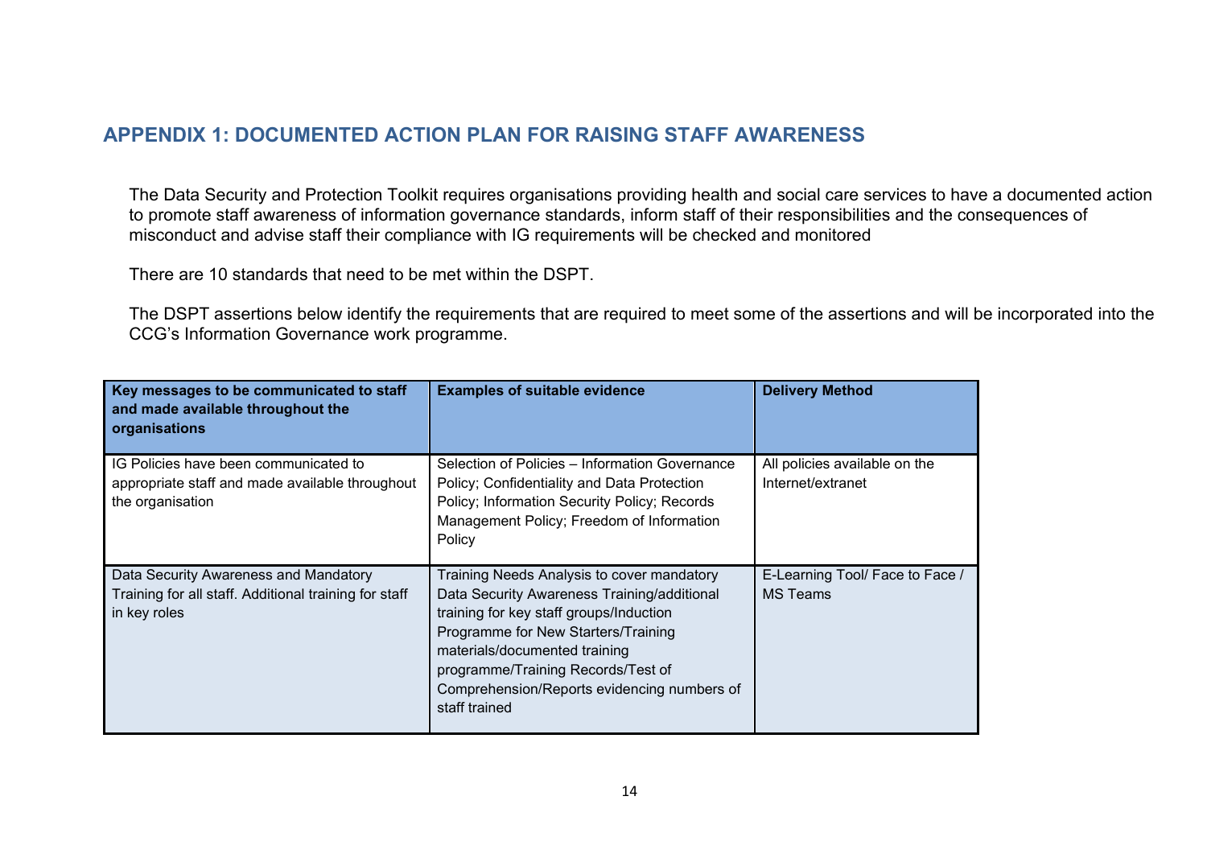## APPENDIX 1: DOCUMENTED ACTION PLAN FOR RAISING STAFF AWARENESS

The Data Security and Protection Toolkit requires organisations providing health and social care services to have a documented action to promote staff awareness of information governance standards, inform staff of their responsibilities and the consequences of misconduct and advise staff their compliance with IG requirements will be checked and monitored

There are 10 standards that need to be met within the DSPT.

The DSPT assertions below identify the requirements that are required to meet some of the assertions and will be incorporated into the CCG's Information Governance work programme.

| Key messages to be communicated to staff and made available throughout the organisations | Examples of suitable evidence | Delivery Method |
|---|---|---|
| IG Policies have been communicated to appropriate staff and made available throughout the organisation | Selection of Policies – Information Governance Policy; Confidentiality and Data Protection Policy; Information Security Policy; Records Management Policy; Freedom of Information Policy | All policies available on the Internet/extranet |
| Data Security Awareness and Mandatory Training for all staff. Additional training for staff in key roles | Training Needs Analysis to cover mandatory Data Security Awareness Training/additional training for key staff groups/Induction Programme for New Starters/Training materials/documented training programme/Training Records/Test of Comprehension/Reports evidencing numbers of staff trained | E-Learning Tool/ Face to Face / MS Teams |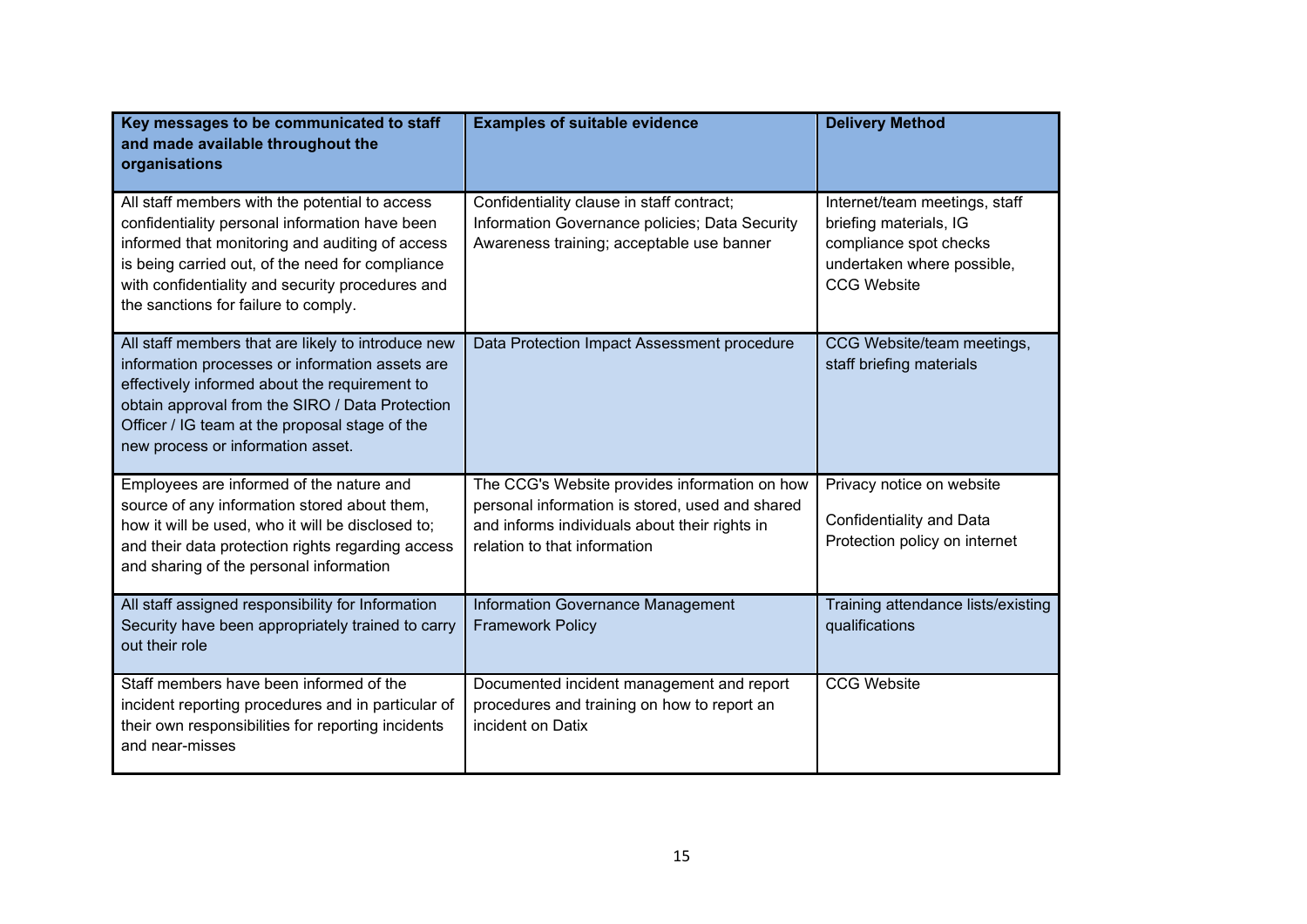| Key messages to be communicated to staff and made available throughout the organisations | Examples of suitable evidence | Delivery Method |
|---|---|---|
| All staff members with the potential to access confidentiality personal information have been informed that monitoring and auditing of access is being carried out, of the need for compliance with confidentiality and security procedures and the sanctions for failure to comply. | Confidentiality clause in staff contract; Information Governance policies; Data Security Awareness training; acceptable use banner | Internet/team meetings, staff briefing materials, IG compliance spot checks undertaken where possible, CCG Website |
| All staff members that are likely to introduce new information processes or information assets are effectively informed about the requirement to obtain approval from the SIRO / Data Protection Officer / IG team at the proposal stage of the new process or information asset. | Data Protection Impact Assessment procedure | CCG Website/team meetings, staff briefing materials |
| Employees are informed of the nature and source of any information stored about them, how it will be used, who it will be disclosed to; and their data protection rights regarding access and sharing of the personal information | The CCG's Website provides information on how personal information is stored, used and shared and informs individuals about their rights in relation to that information | Privacy notice on website<br><br>Confidentiality and Data Protection policy on internet |
| All staff assigned responsibility for Information Security have been appropriately trained to carry out their role | Information Governance Management Framework Policy | Training attendance lists/existing qualifications |
| Staff members have been informed of the incident reporting procedures and in particular of their own responsibilities for reporting incidents and near-misses | Documented incident management and report procedures and training on how to report an incident on Datix | CCG Website |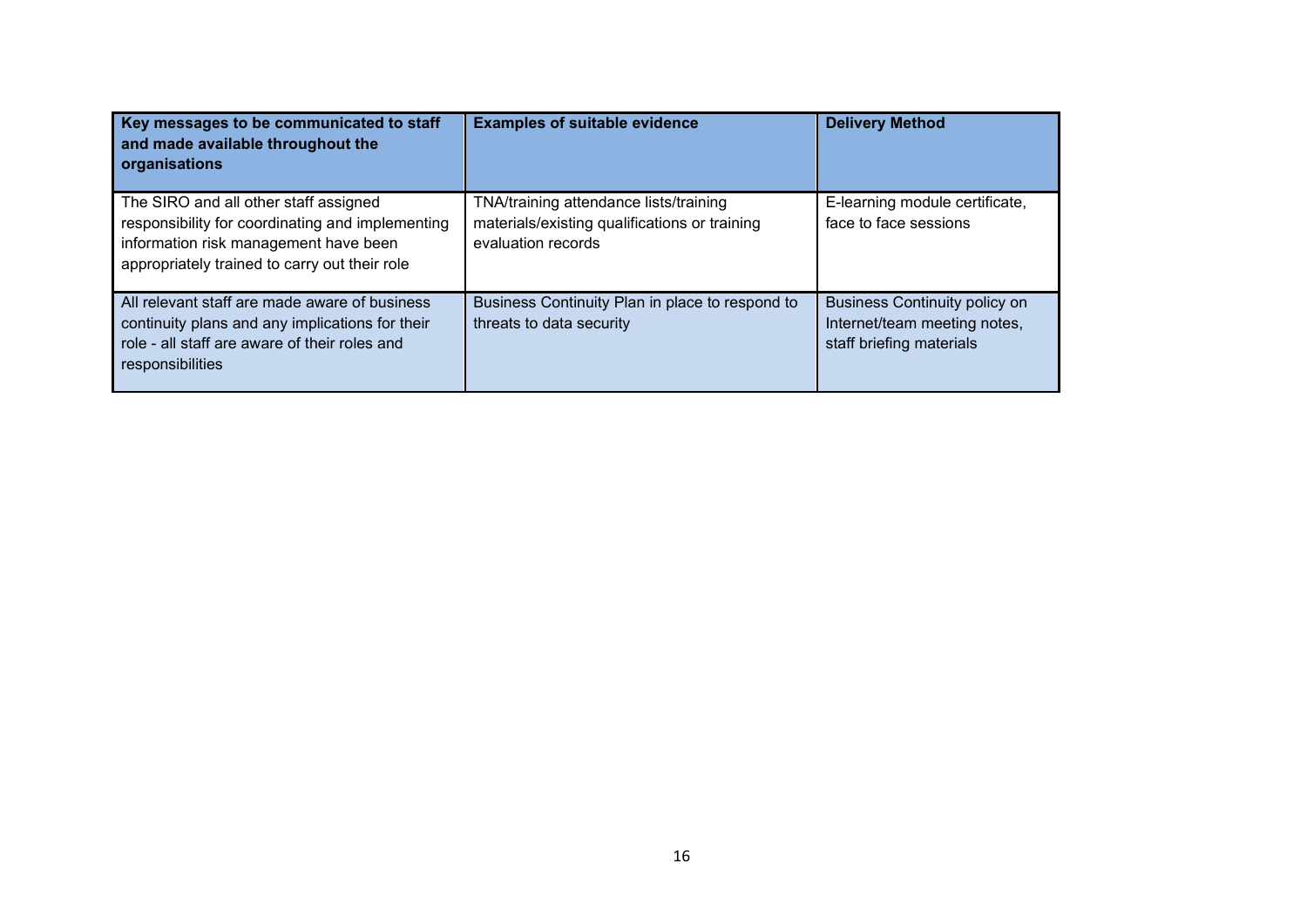| Key messages to be communicated to staff and made available throughout the organisations | Examples of suitable evidence | Delivery Method |
|---|---|---|
| The SIRO and all other staff assigned responsibility for coordinating and implementing information risk management have been appropriately trained to carry out their role | TNA/training attendance lists/training materials/existing qualifications or training evaluation records | E-learning module certificate, face to face sessions |
| All relevant staff are made aware of business continuity plans and any implications for their role - all staff are aware of their roles and responsibilities | Business Continuity Plan in place to respond to threats to data security | Business Continuity policy on Internet/team meeting notes, staff briefing materials |